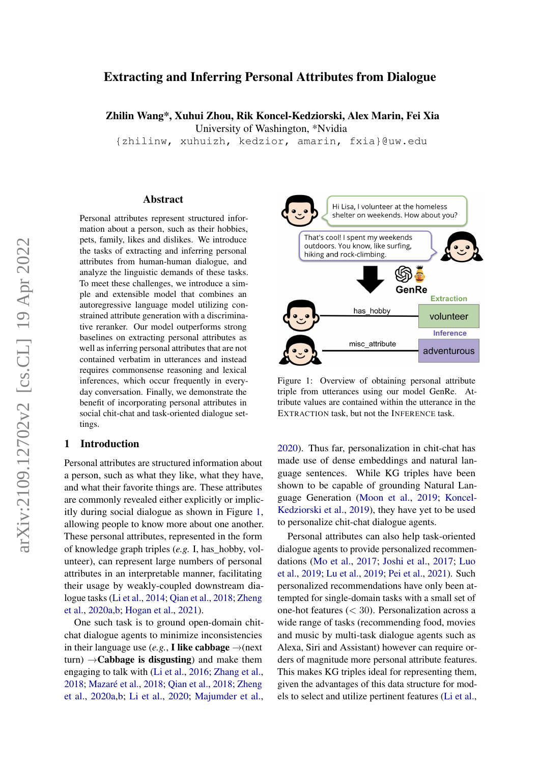# Extracting and Inferring Personal Attributes from Dialogue

**Zhilin Wang\*, Xuhui Zhou, Rik Koncel-Kedziorski, Alex Marin, Fei Xia**
University of Washington, \*Nvidia
{zhilinw, xuhuizh, kedzior, amarin, fxia}@uw.edu

## Abstract

Personal attributes represent structured information about a person, such as their hobbies, pets, family, likes and dislikes. We introduce the tasks of extracting and inferring personal attributes from human-human dialogue, and analyze the linguistic demands of these tasks. To meet these challenges, we introduce a simple and extensible model that combines an autoregressive language model utilizing constrained attribute generation with a discriminative reranker. Our model outperforms strong baselines on extracting personal attributes as well as inferring personal attributes that are not contained verbatim in utterances and instead requires commonsense reasoning and lexical inferences, which occur frequently in everyday conversation. Finally, we demonstrate the benefit of incorporating personal attributes in social chit-chat and task-oriented dialogue settings.

## 1 Introduction

Personal attributes are structured information about a person, such as what they like, what they have, and what their favorite things are. These attributes are commonly revealed either explicitly or implicitly during social dialogue as shown in Figure 1, allowing people to know more about one another. These personal attributes, represented in the form of knowledge graph triples (*e.g.* I, has_hobby, volunteer), can represent large numbers of personal attributes in an interpretable manner, facilitating their usage by weakly-coupled downstream dialogue tasks (Li et al., 2014; Qian et al., 2018; Zheng et al., 2020a,b; Hogan et al., 2021).

One such task is to ground open-domain chit-chat dialogue agents to minimize inconsistencies in their language use (*e.g.*, **I like cabbage** →(next turn) →**Cabbage is disgusting**) and make them engaging to talk with (Li et al., 2016; Zhang et al., 2018; Mazaré et al., 2018; Qian et al., 2018; Zheng et al., 2020a,b; Li et al., 2020; Majumder et al., 2020). Thus far, personalization in chit-chat has made use of dense embeddings and natural language sentences. While KG triples have been shown to be capable of grounding Natural Language Generation (Moon et al., 2019; Koncel-Kedziorski et al., 2019), they have yet to be used to personalize chit-chat dialogue agents.

Personal attributes can also help task-oriented dialogue agents to provide personalized recommendations (Mo et al., 2017; Joshi et al., 2017; Luo et al., 2019; Lu et al., 2019; Pei et al., 2021). Such personalized recommendations have only been attempted for single-domain tasks with a small set of one-hot features (< 30). Personalization across a wide range of tasks (recommending food, movies and music by multi-task dialogue agents such as Alexa, Siri and Assistant) however can require orders of magnitude more personal attribute features. This makes KG triples ideal for representing them, given the advantages of this data structure for models to select and utilize pertinent features (Li et al.,

Hi Lisa, I volunteer at the homeless shelter on weekends. How about you?

That's cool! I spent my weekends outdoors. You know, like surfing, hiking and rock-climbing.

GenRe

Extraction: has_hobby — volunteer

Inference: misc_attribute — adventurous

Figure 1: Overview of obtaining personal attribute triple from utterances using our model GenRe. Attribute values are contained within the utterance in the EXTRACTION task, but not the INFERENCE task.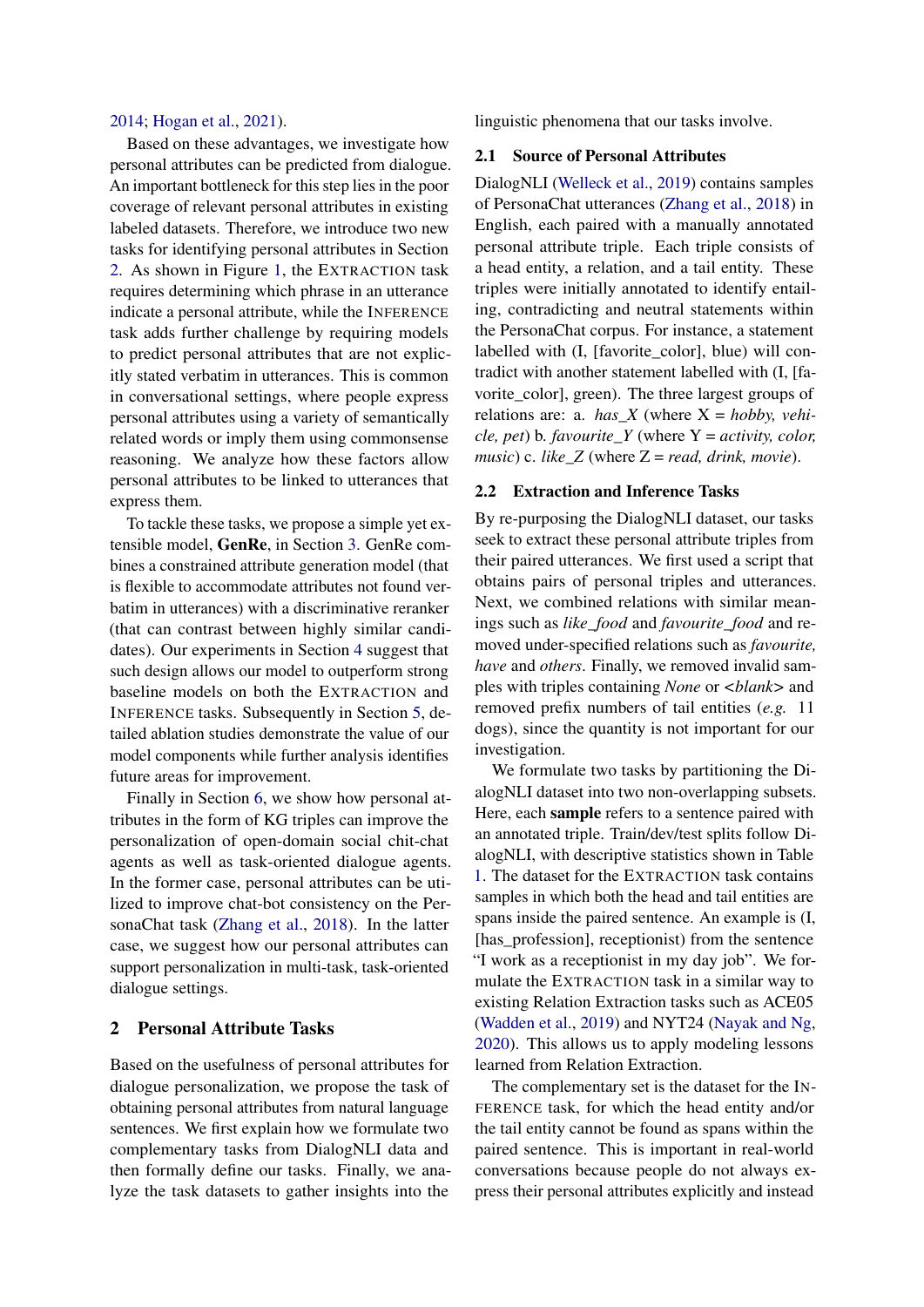2014; Hogan et al., 2021).

Based on these advantages, we investigate how personal attributes can be predicted from dialogue. An important bottleneck for this step lies in the poor coverage of relevant personal attributes in existing labeled datasets. Therefore, we introduce two new tasks for identifying personal attributes in Section 2. As shown in Figure 1, the EXTRACTION task requires determining which phrase in an utterance indicate a personal attribute, while the INFERENCE task adds further challenge by requiring models to predict personal attributes that are not explicitly stated verbatim in utterances. This is common in conversational settings, where people express personal attributes using a variety of semantically related words or imply them using commonsense reasoning. We analyze how these factors allow personal attributes to be linked to utterances that express them.

To tackle these tasks, we propose a simple yet extensible model, **GenRe**, in Section 3. GenRe combines a constrained attribute generation model (that is flexible to accommodate attributes not found verbatim in utterances) with a discriminative reranker (that can contrast between highly similar candidates). Our experiments in Section 4 suggest that such design allows our model to outperform strong baseline models on both the EXTRACTION and INFERENCE tasks. Subsequently in Section 5, detailed ablation studies demonstrate the value of our model components while further analysis identifies future areas for improvement.

Finally in Section 6, we show how personal attributes in the form of KG triples can improve the personalization of open-domain social chit-chat agents as well as task-oriented dialogue agents. In the former case, personal attributes can be utilized to improve chat-bot consistency on the PersonaChat task (Zhang et al., 2018). In the latter case, we suggest how our personal attributes can support personalization in multi-task, task-oriented dialogue settings.

## 2 Personal Attribute Tasks

Based on the usefulness of personal attributes for dialogue personalization, we propose the task of obtaining personal attributes from natural language sentences. We first explain how we formulate two complementary tasks from DialogNLI data and then formally define our tasks. Finally, we analyze the task datasets to gather insights into the linguistic phenomena that our tasks involve.

### 2.1 Source of Personal Attributes

DialogNLI (Welleck et al., 2019) contains samples of PersonaChat utterances (Zhang et al., 2018) in English, each paired with a manually annotated personal attribute triple. Each triple consists of a head entity, a relation, and a tail entity. These triples were initially annotated to identify entailing, contradicting and neutral statements within the PersonaChat corpus. For instance, a statement labelled with (I, [favorite_color], blue) will contradict with another statement labelled with (I, [favorite_color], green). The three largest groups of relations are: a. *has_X* (where X = *hobby, vehicle, pet*) b. *favourite_Y* (where Y = *activity, color, music*) c. *like_Z* (where Z = *read, drink, movie*).

### 2.2 Extraction and Inference Tasks

By re-purposing the DialogNLI dataset, our tasks seek to extract these personal attribute triples from their paired utterances. We first used a script that obtains pairs of personal triples and utterances. Next, we combined relations with similar meanings such as *like_food* and *favourite_food* and removed under-specified relations such as *favourite, have* and *others*. Finally, we removed invalid samples with triples containing *None* or *<blank>* and removed prefix numbers of tail entities (*e.g.* 11 dogs), since the quantity is not important for our investigation.

We formulate two tasks by partitioning the DialogNLI dataset into two non-overlapping subsets. Here, each **sample** refers to a sentence paired with an annotated triple. Train/dev/test splits follow DialogNLI, with descriptive statistics shown in Table 1. The dataset for the EXTRACTION task contains samples in which both the head and tail entities are spans inside the paired sentence. An example is (I, [has_profession], receptionist) from the sentence "I work as a receptionist in my day job". We formulate the EXTRACTION task in a similar way to existing Relation Extraction tasks such as ACE05 (Wadden et al., 2019) and NYT24 (Nayak and Ng, 2020). This allows us to apply modeling lessons learned from Relation Extraction.

The complementary set is the dataset for the INFERENCE task, for which the head entity and/or the tail entity cannot be found as spans within the paired sentence. This is important in real-world conversations because people do not always express their personal attributes explicitly and instead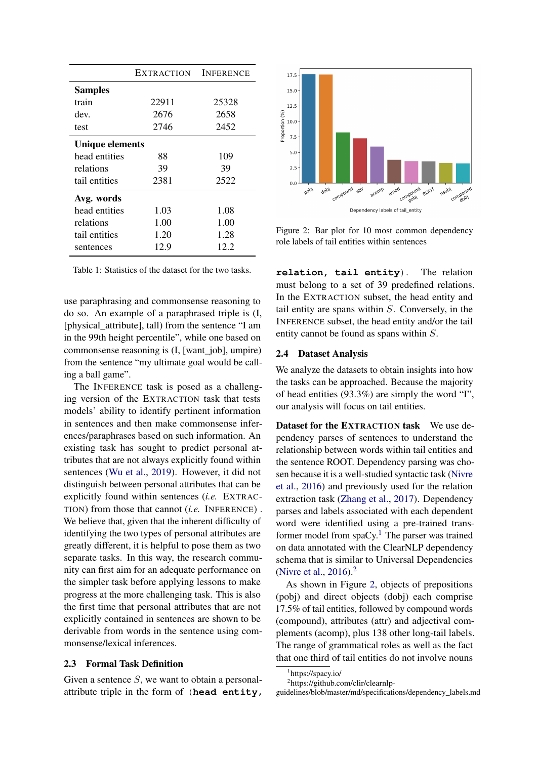|  | EXTRACTION | INFERENCE |
|---|---|---|
| **Samples** |  |  |
| train | 22911 | 25328 |
| dev. | 2676 | 2658 |
| test | 2746 | 2452 |
| **Unique elements** |  |  |
| head entities | 88 | 109 |
| relations | 39 | 39 |
| tail entities | 2381 | 2522 |
| **Avg. words** |  |  |
| head entities | 1.03 | 1.08 |
| relations | 1.00 | 1.00 |
| tail entities | 1.20 | 1.28 |
| sentences | 12.9 | 12.2 |

Table 1: Statistics of the dataset for the two tasks.

use paraphrasing and commonsense reasoning to do so. An example of a paraphrased triple is (I, [physical_attribute], tall) from the sentence "I am in the 99th height percentile", while one based on commonsense reasoning is (I, [want_job], umpire) from the sentence "my ultimate goal would be calling a ball game".

The INFERENCE task is posed as a challenging version of the EXTRACTION task that tests models' ability to identify pertinent information in sentences and then make commonsense inferences/paraphrases based on such information. An existing task has sought to predict personal attributes that are not always explicitly found within sentences (Wu et al., 2019). However, it did not distinguish between personal attributes that can be explicitly found within sentences (*i.e.* EXTRACTION) from those that cannot (*i.e.* INFERENCE) . We believe that, given that the inherent difficulty of identifying the two types of personal attributes are greatly different, it is helpful to pose them as two separate tasks. In this way, the research community can first aim for an adequate performance on the simpler task before applying lessons to make progress at the more challenging task. This is also the first time that personal attributes that are not explicitly contained in sentences are shown to be derivable from words in the sentence using commonsense/lexical inferences.

## 2.3 Formal Task Definition

Given a sentence $S$, we want to obtain a personal-attribute triple in the form of (**head entity**, **relation**, **tail entity**). The relation must belong to a set of 39 predefined relations. In the EXTRACTION subset, the head entity and tail entity are spans within $S$. Conversely, in the INFERENCE subset, the head entity and/or the tail entity cannot be found as spans within $S$.

Figure 2: Bar plot for 10 most common dependency role labels of tail entities within sentences

## 2.4 Dataset Analysis

We analyze the datasets to obtain insights into how the tasks can be approached. Because the majority of head entities (93.3%) are simply the word "I", our analysis will focus on tail entities.

**Dataset for the EXTRACTION task** We use dependency parses of sentences to understand the relationship between words within tail entities and the sentence ROOT. Dependency parsing was chosen because it is a well-studied syntactic task (Nivre et al., 2016) and previously used for the relation extraction task (Zhang et al., 2017). Dependency parses and labels associated with each dependent word were identified using a pre-trained transformer model from spaCy.[1] The parser was trained on data annotated with the ClearNLP dependency schema that is similar to Universal Dependencies (Nivre et al., 2016).[2]

As shown in Figure 2, objects of prepositions (pobj) and direct objects (dobj) each comprise 17.5% of tail entities, followed by compound words (compound), attributes (attr) and adjectival complements (acomp), plus 138 other long-tail labels. The range of grammatical roles as well as the fact that one third of tail entities do not involve nouns

[1]https://spacy.io/

[2]https://github.com/clir/clearnlp-guidelines/blob/master/md/specifications/dependency_labels.md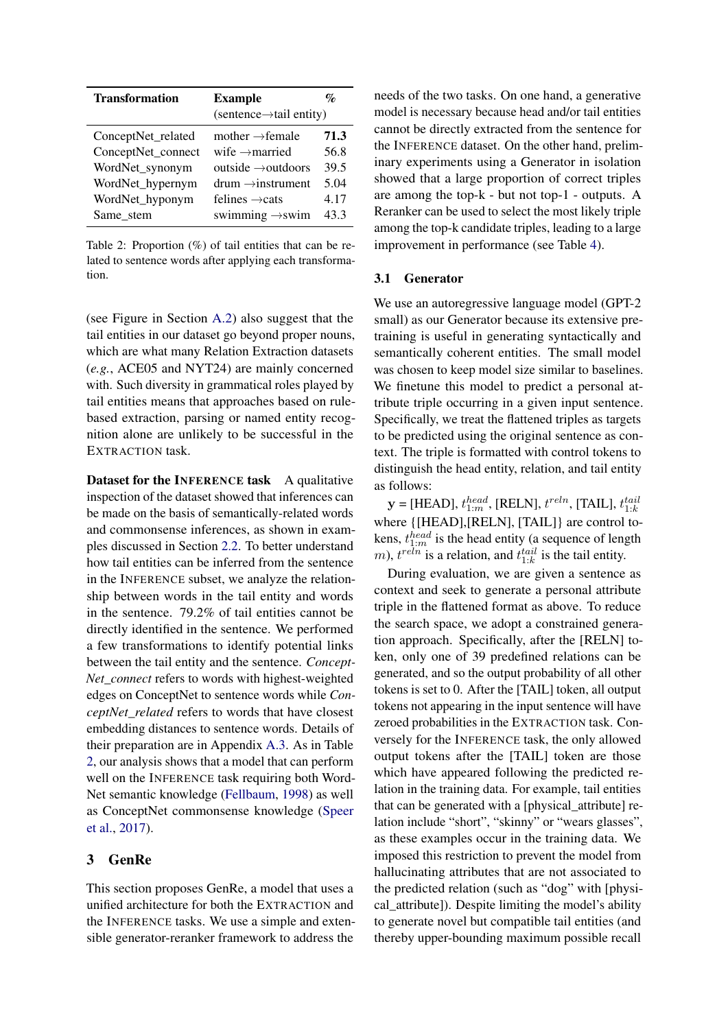| Transformation | Example (sentence→tail entity) | % |
|---|---|---|
| ConceptNet_related | mother →female | **71.3** |
| ConceptNet_connect | wife →married | 56.8 |
| WordNet_synonym | outside →outdoors | 39.5 |
| WordNet_hypernym | drum →instrument | 5.04 |
| WordNet_hyponym | felines →cats | 4.17 |
| Same_stem | swimming →swim | 43.3 |

Table 2: Proportion (%) of tail entities that can be related to sentence words after applying each transformation.

(see Figure in Section A.2) also suggest that the tail entities in our dataset go beyond proper nouns, which are what many Relation Extraction datasets (*e.g.*, ACE05 and NYT24) are mainly concerned with. Such diversity in grammatical roles played by tail entities means that approaches based on rule-based extraction, parsing or named entity recognition alone are unlikely to be successful in the EXTRACTION task.

**Dataset for the INFERENCE task** A qualitative inspection of the dataset showed that inferences can be made on the basis of semantically-related words and commonsense inferences, as shown in examples discussed in Section 2.2. To better understand how tail entities can be inferred from the sentence in the INFERENCE subset, we analyze the relationship between words in the tail entity and words in the sentence. 79.2% of tail entities cannot be directly identified in the sentence. We performed a few transformations to identify potential links between the tail entity and the sentence. *ConceptNet_connect* refers to words with highest-weighted edges on ConceptNet to sentence words while *ConceptNet_related* refers to words that have closest embedding distances to sentence words. Details of their preparation are in Appendix A.3. As in Table 2, our analysis shows that a model that can perform well on the INFERENCE task requiring both WordNet semantic knowledge (Fellbaum, 1998) as well as ConceptNet commonsense knowledge (Speer et al., 2017).

## 3 GenRe

This section proposes GenRe, a model that uses a unified architecture for both the EXTRACTION and the INFERENCE tasks. We use a simple and extensible generator-reranker framework to address the needs of the two tasks. On one hand, a generative model is necessary because head and/or tail entities cannot be directly extracted from the sentence for the INFERENCE dataset. On the other hand, preliminary experiments using a Generator in isolation showed that a large proportion of correct triples are among the top-k - but not top-1 - outputs. A Reranker can be used to select the most likely triple among the top-k candidate triples, leading to a large improvement in performance (see Table 4).

### 3.1 Generator

We use an autoregressive language model (GPT-2 small) as our Generator because its extensive pre-training is useful in generating syntactically and semantically coherent entities. The small model was chosen to keep model size similar to baselines. We finetune this model to predict a personal attribute triple occurring in a given input sentence. Specifically, we treat the flattened triples as targets to be predicted using the original sentence as context. The triple is formatted with control tokens to distinguish the head entity, relation, and tail entity as follows:

$\mathbf{y}$ = [HEAD], $t^{head}_{1:m}$, [RELN], $t^{reln}$, [TAIL], $t^{tail}_{1:k}$

where {[HEAD],[RELN], [TAIL]} are control tokens, $t^{head}_{1:m}$ is the head entity (a sequence of length $m$), $t^{reln}$ is a relation, and $t^{tail}_{1:k}$ is the tail entity.

During evaluation, we are given a sentence as context and seek to generate a personal attribute triple in the flattened format as above. To reduce the search space, we adopt a constrained generation approach. Specifically, after the [RELN] token, only one of 39 predefined relations can be generated, and so the output probability of all other tokens is set to 0. After the [TAIL] token, all output tokens not appearing in the input sentence will have zeroed probabilities in the EXTRACTION task. Conversely for the INFERENCE task, the only allowed output tokens after the [TAIL] token are those which have appeared following the predicted relation in the training data. For example, tail entities that can be generated with a [physical_attribute] relation include "short", "skinny" or "wears glasses", as these examples occur in the training data. We imposed this restriction to prevent the model from hallucinating attributes that are not associated to the predicted relation (such as "dog" with [physical_attribute]). Despite limiting the model's ability to generate novel but compatible tail entities (and thereby upper-bounding maximum possible recall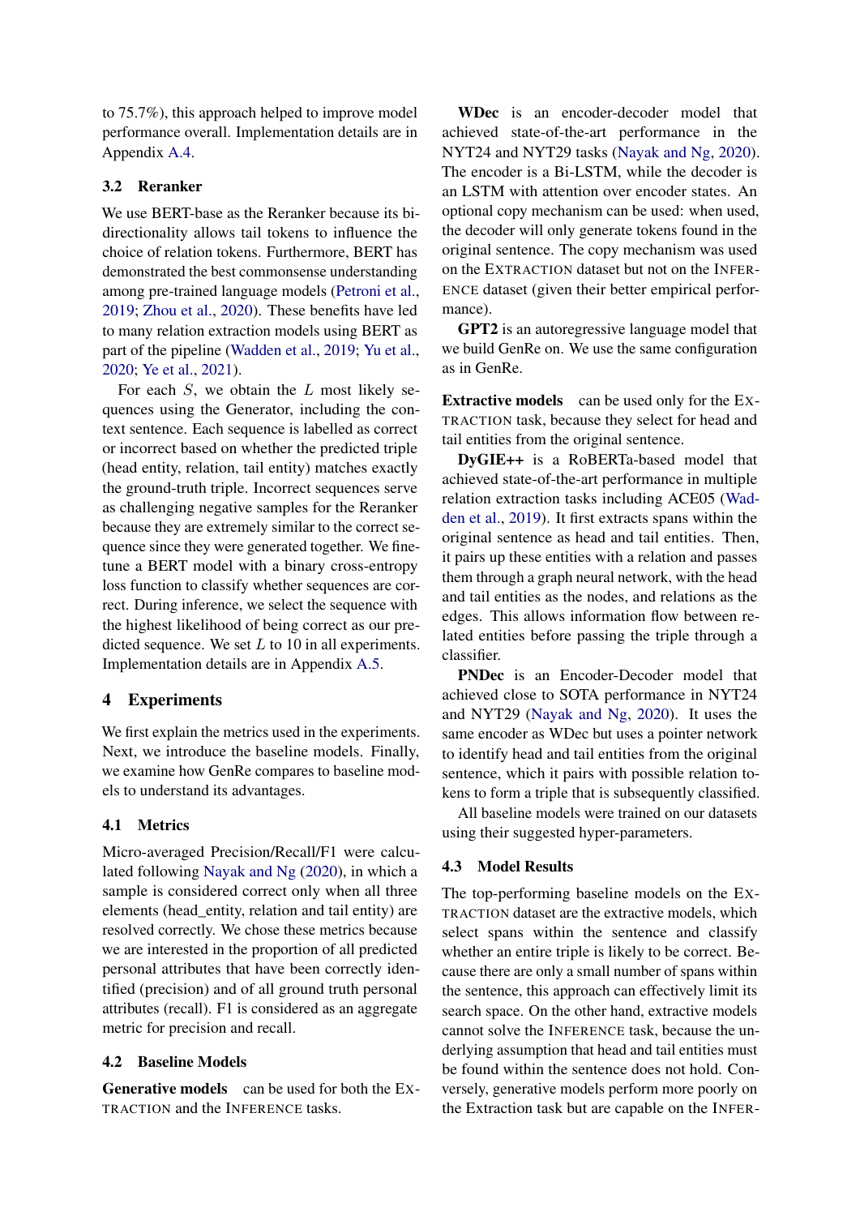to 75.7%), this approach helped to improve model performance overall. Implementation details are in Appendix A.4.

### 3.2 Reranker

We use BERT-base as the Reranker because its bidirectionality allows tail tokens to influence the choice of relation tokens. Furthermore, BERT has demonstrated the best commonsense understanding among pre-trained language models (Petroni et al., 2019; Zhou et al., 2020). These benefits have led to many relation extraction models using BERT as part of the pipeline (Wadden et al., 2019; Yu et al., 2020; Ye et al., 2021).

For each $S$, we obtain the $L$ most likely sequences using the Generator, including the context sentence. Each sequence is labelled as correct or incorrect based on whether the predicted triple (head entity, relation, tail entity) matches exactly the ground-truth triple. Incorrect sequences serve as challenging negative samples for the Reranker because they are extremely similar to the correct sequence since they were generated together. We finetune a BERT model with a binary cross-entropy loss function to classify whether sequences are correct. During inference, we select the sequence with the highest likelihood of being correct as our predicted sequence. We set $L$ to 10 in all experiments. Implementation details are in Appendix A.5.

## 4 Experiments

We first explain the metrics used in the experiments. Next, we introduce the baseline models. Finally, we examine how GenRe compares to baseline models to understand its advantages.

### 4.1 Metrics

Micro-averaged Precision/Recall/F1 were calculated following Nayak and Ng (2020), in which a sample is considered correct only when all three elements (head_entity, relation and tail entity) are resolved correctly. We chose these metrics because we are interested in the proportion of all predicted personal attributes that have been correctly identified (precision) and of all ground truth personal attributes (recall). F1 is considered as an aggregate metric for precision and recall.

### 4.2 Baseline Models

**Generative models** can be used for both the EXTRACTION and the INFERENCE tasks.

**WDec** is an encoder-decoder model that achieved state-of-the-art performance in the NYT24 and NYT29 tasks (Nayak and Ng, 2020). The encoder is a Bi-LSTM, while the decoder is an LSTM with attention over encoder states. An optional copy mechanism can be used: when used, the decoder will only generate tokens found in the original sentence. The copy mechanism was used on the EXTRACTION dataset but not on the INFERENCE dataset (given their better empirical performance).

**GPT2** is an autoregressive language model that we build GenRe on. We use the same configuration as in GenRe.

**Extractive models** can be used only for the EXTRACTION task, because they select for head and tail entities from the original sentence.

**DyGIE++** is a RoBERTa-based model that achieved state-of-the-art performance in multiple relation extraction tasks including ACE05 (Wadden et al., 2019). It first extracts spans within the original sentence as head and tail entities. Then, it pairs up these entities with a relation and passes them through a graph neural network, with the head and tail entities as the nodes, and relations as the edges. This allows information flow between related entities before passing the triple through a classifier.

**PNDec** is an Encoder-Decoder model that achieved close to SOTA performance in NYT24 and NYT29 (Nayak and Ng, 2020). It uses the same encoder as WDec but uses a pointer network to identify head and tail entities from the original sentence, which it pairs with possible relation tokens to form a triple that is subsequently classified.

All baseline models were trained on our datasets using their suggested hyper-parameters.

### 4.3 Model Results

The top-performing baseline models on the EXTRACTION dataset are the extractive models, which select spans within the sentence and classify whether an entire triple is likely to be correct. Because there are only a small number of spans within the sentence, this approach can effectively limit its search space. On the other hand, extractive models cannot solve the INFERENCE task, because the underlying assumption that head and tail entities must be found within the sentence does not hold. Conversely, generative models perform more poorly on the Extraction task but are capable on the INFER-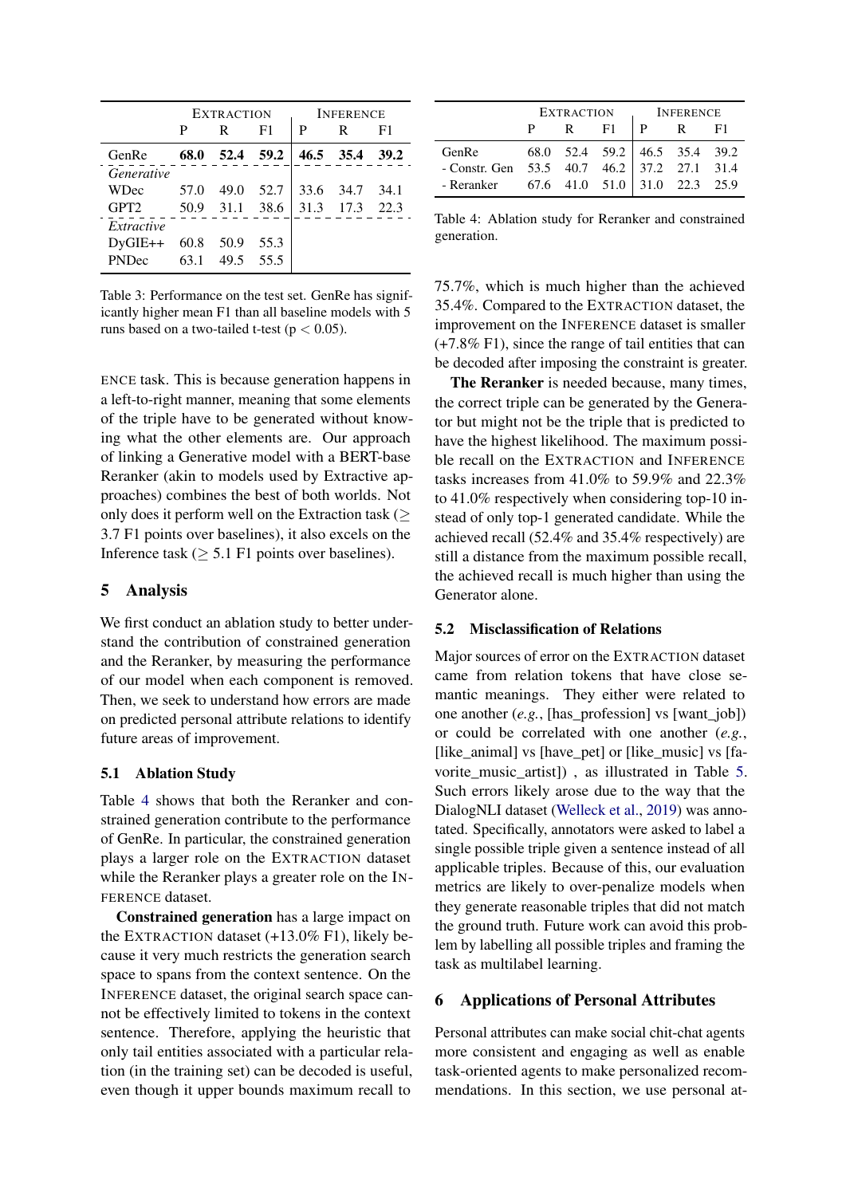| | EXTRACTION | | | INFERENCE | | |
|---|---|---|---|---|---|---|
| | P | R | F1 | P | R | F1 |
| GenRe | **68.0** | **52.4** | **59.2** | **46.5** | **35.4** | **39.2** |
| *Generative* | | | | | | |
| WDec | 57.0 | 49.0 | 52.7 | 33.6 | 34.7 | 34.1 |
| GPT2 | 50.9 | 31.1 | 38.6 | 31.3 | 17.3 | 22.3 |
| *Extractive* | | | | | | |
| DyGIE++ | 60.8 | 50.9 | 55.3 | | | |
| PNDec | 63.1 | 49.5 | 55.5 | | | |

Table 3: Performance on the test set. GenRe has significantly higher mean F1 than all baseline models with 5 runs based on a two-tailed t-test ($p < 0.05$).

ENCE task. This is because generation happens in a left-to-right manner, meaning that some elements of the triple have to be generated without knowing what the other elements are. Our approach of linking a Generative model with a BERT-base Reranker (akin to models used by Extractive approaches) combines the best of both worlds. Not only does it perform well on the Extraction task ($\geq$ 3.7 F1 points over baselines), it also excels on the Inference task ($\geq$ 5.1 F1 points over baselines).

## 5 Analysis

We first conduct an ablation study to better understand the contribution of constrained generation and the Reranker, by measuring the performance of our model when each component is removed. Then, we seek to understand how errors are made on predicted personal attribute relations to identify future areas of improvement.

### 5.1 Ablation Study

Table 4 shows that both the Reranker and constrained generation contribute to the performance of GenRe. In particular, the constrained generation plays a larger role on the EXTRACTION dataset while the Reranker plays a greater role on the INFERENCE dataset.

**Constrained generation** has a large impact on the EXTRACTION dataset (+13.0% F1), likely because it very much restricts the generation search space to spans from the context sentence. On the INFERENCE dataset, the original search space cannot be effectively limited to tokens in the context sentence. Therefore, applying the heuristic that only tail entities associated with a particular relation (in the training set) can be decoded is useful, even though it upper bounds maximum recall to

| | EXTRACTION | | | INFERENCE | | |
|---|---|---|---|---|---|---|
| | P | R | F1 | P | R | F1 |
| GenRe | 68.0 | 52.4 | 59.2 | 46.5 | 35.4 | 39.2 |
| - Constr. Gen | 53.5 | 40.7 | 46.2 | 37.2 | 27.1 | 31.4 |
| - Reranker | 67.6 | 41.0 | 51.0 | 31.0 | 22.3 | 25.9 |

Table 4: Ablation study for Reranker and constrained generation.

75.7%, which is much higher than the achieved 35.4%. Compared to the EXTRACTION dataset, the improvement on the INFERENCE dataset is smaller (+7.8% F1), since the range of tail entities that can be decoded after imposing the constraint is greater.

**The Reranker** is needed because, many times, the correct triple can be generated by the Generator but might not be the triple that is predicted to have the highest likelihood. The maximum possible recall on the EXTRACTION and INFERENCE tasks increases from 41.0% to 59.9% and 22.3% to 41.0% respectively when considering top-10 instead of only top-1 generated candidate. While the achieved recall (52.4% and 35.4% respectively) are still a distance from the maximum possible recall, the achieved recall is much higher than using the Generator alone.

### 5.2 Misclassification of Relations

Major sources of error on the EXTRACTION dataset came from relation tokens that have close semantic meanings. They either were related to one another (*e.g.*, [has_profession] vs [want_job]) or could be correlated with one another (*e.g.*, [like_animal] vs [have_pet] or [like_music] vs [favorite_music_artist]) , as illustrated in Table 5. Such errors likely arose due to the way that the DialogNLI dataset (Welleck et al., 2019) was annotated. Specifically, annotators were asked to label a single possible triple given a sentence instead of all applicable triples. Because of this, our evaluation metrics are likely to over-penalize models when they generate reasonable triples that did not match the ground truth. Future work can avoid this problem by labelling all possible triples and framing the task as multilabel learning.

## 6 Applications of Personal Attributes

Personal attributes can make social chit-chat agents more consistent and engaging as well as enable task-oriented agents to make personalized recommendations. In this section, we use personal at-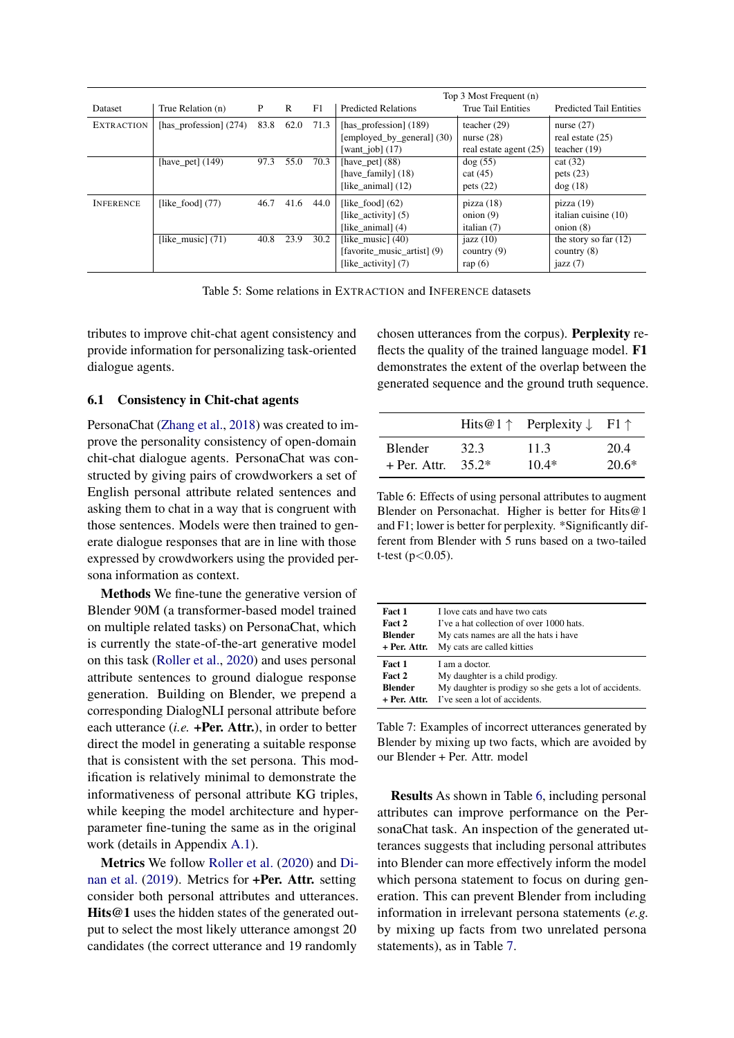| Dataset | True Relation (n) | P | R | F1 | Top 3 Most Frequent (n) Predicted Relations | True Tail Entities | Predicted Tail Entities |
|---|---|---|---|---|---|---|---|
| EXTRACTION | [has_profession] (274) | 83.8 | 62.0 | 71.3 | [has_profession] (189)<br>[employed_by_general] (30)<br>[want_job] (17) | teacher (29)<br>nurse (28)<br>real estate agent (25) | nurse (27)<br>real estate (25)<br>teacher (19) |
| | [have_pet] (149) | 97.3 | 55.0 | 70.3 | [have_pet] (88)<br>[have_family] (18)<br>[like_animal] (12) | dog (55)<br>cat (45)<br>pets (22) | cat (32)<br>pets (23)<br>dog (18) |
| INFERENCE | [like_food] (77) | 46.7 | 41.6 | 44.0 | [like_food] (62)<br>[like_activity] (5)<br>[like_animal] (4) | pizza (18)<br>onion (9)<br>italian (7) | pizza (19)<br>italian cuisine (10)<br>onion (8) |
| | [like_music] (71) | 40.8 | 23.9 | 30.2 | [like_music] (40)<br>[favorite_music_artist] (9)<br>[like_activity] (7) | jazz (10)<br>country (9)<br>rap (6) | the story so far (12)<br>country (8)<br>jazz (7) |

Table 5: Some relations in EXTRACTION and INFERENCE datasets

tributes to improve chit-chat agent consistency and provide information for personalizing task-oriented dialogue agents.

### 6.1 Consistency in Chit-chat agents

PersonaChat (Zhang et al., 2018) was created to improve the personality consistency of open-domain chit-chat dialogue agents. PersonaChat was constructed by giving pairs of crowdworkers a set of English personal attribute related sentences and asking them to chat in a way that is congruent with those sentences. Models were then trained to generate dialogue responses that are in line with those expressed by crowdworkers using the provided persona information as context.

**Methods** We fine-tune the generative version of Blender 90M (a transformer-based model trained on multiple related tasks) on PersonaChat, which is currently the state-of-the-art generative model on this task (Roller et al., 2020) and uses personal attribute sentences to ground dialogue response generation. Building on Blender, we prepend a corresponding DialogNLI personal attribute before each utterance (*i.e.* **+Per. Attr.**), in order to better direct the model in generating a suitable response that is consistent with the set persona. This modification is relatively minimal to demonstrate the informativeness of personal attribute KG triples, while keeping the model architecture and hyperparameter fine-tuning the same as in the original work (details in Appendix A.1).

**Metrics** We follow Roller et al. (2020) and Dinan et al. (2019). Metrics for **+Per. Attr.** setting consider both personal attributes and utterances. **Hits@1** uses the hidden states of the generated output to select the most likely utterance amongst 20 candidates (the correct utterance and 19 randomly chosen utterances from the corpus). **Perplexity** reflects the quality of the trained language model. **F1** demonstrates the extent of the overlap between the generated sequence and the ground truth sequence.

| | Hits@1 ↑ | Perplexity ↓ | F1 ↑ |
|---|---|---|---|
| Blender | 32.3 | 11.3 | 20.4 |
| + Per. Attr. | 35.2* | 10.4* | 20.6* |

Table 6: Effects of using personal attributes to augment Blender on Personachat. Higher is better for Hits@1 and F1; lower is better for perplexity. *Significantly different from Blender with 5 runs based on a two-tailed t-test ($p<0.05$).

| | |
|---|---|
| **Fact 1** | I love cats and have two cats |
| **Fact 2** | I've a hat collection of over 1000 hats. |
| **Blender** | My cats names are all the hats i have |
| **+ Per. Attr.** | My cats are called kitties |
| **Fact 1** | I am a doctor. |
| **Fact 2** | My daughter is a child prodigy. |
| **Blender** | My daughter is prodigy so she gets a lot of accidents. |
| **+ Per. Attr.** | I've seen a lot of accidents. |

Table 7: Examples of incorrect utterances generated by Blender by mixing up two facts, which are avoided by our Blender + Per. Attr. model

**Results** As shown in Table 6, including personal attributes can improve performance on the PersonaChat task. An inspection of the generated utterances suggests that including personal attributes into Blender can more effectively inform the model which persona statement to focus on during generation. This can prevent Blender from including information in irrelevant persona statements (*e.g.* by mixing up facts from two unrelated persona statements), as in Table 7.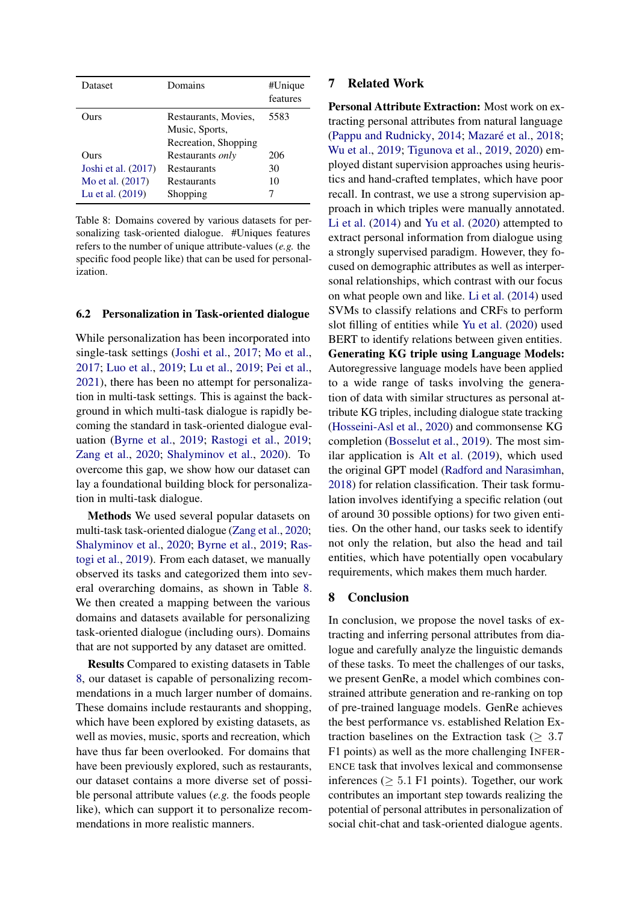| Dataset | Domains | #Unique features |
|---|---|---|
| Ours | Restaurants, Movies, Music, Sports, Recreation, Shopping | 5583 |
| Ours | Restaurants *only* | 206 |
| Joshi et al. (2017) | Restaurants | 30 |
| Mo et al. (2017) | Restaurants | 10 |
| Lu et al. (2019) | Shopping | 7 |

Table 8: Domains covered by various datasets for personalizing task-oriented dialogue. #Uniques features refers to the number of unique attribute-values (*e.g.* the specific food people like) that can be used for personalization.

### 6.2 Personalization in Task-oriented dialogue

While personalization has been incorporated into single-task settings (Joshi et al., 2017; Mo et al., 2017; Luo et al., 2019; Lu et al., 2019; Pei et al., 2021), there has been no attempt for personalization in multi-task settings. This is against the background in which multi-task dialogue is rapidly becoming the standard in task-oriented dialogue evaluation (Byrne et al., 2019; Rastogi et al., 2019; Zang et al., 2020; Shalyminov et al., 2020). To overcome this gap, we show how our dataset can lay a foundational building block for personalization in multi-task dialogue.

**Methods** We used several popular datasets on multi-task task-oriented dialogue (Zang et al., 2020; Shalyminov et al., 2020; Byrne et al., 2019; Rastogi et al., 2019). From each dataset, we manually observed its tasks and categorized them into several overarching domains, as shown in Table 8. We then created a mapping between the various domains and datasets available for personalizing task-oriented dialogue (including ours). Domains that are not supported by any dataset are omitted.

**Results** Compared to existing datasets in Table 8, our dataset is capable of personalizing recommendations in a much larger number of domains. These domains include restaurants and shopping, which have been explored by existing datasets, as well as movies, music, sports and recreation, which have thus far been overlooked. For domains that have been previously explored, such as restaurants, our dataset contains a more diverse set of possible personal attribute values (*e.g.* the foods people like), which can support it to personalize recommendations in more realistic manners.

## 7 Related Work

**Personal Attribute Extraction:** Most work on extracting personal attributes from natural language (Pappu and Rudnicky, 2014; Mazaré et al., 2018; Wu et al., 2019; Tigunova et al., 2019, 2020) employed distant supervision approaches using heuristics and hand-crafted templates, which have poor recall. In contrast, we use a strong supervision approach in which triples were manually annotated. Li et al. (2014) and Yu et al. (2020) attempted to extract personal information from dialogue using a strongly supervised paradigm. However, they focused on demographic attributes as well as interpersonal relationships, which contrast with our focus on what people own and like. Li et al. (2014) used SVMs to classify relations and CRFs to perform slot filling of entities while Yu et al. (2020) used BERT to identify relations between given entities.

**Generating KG triple using Language Models:** Autoregressive language models have been applied to a wide range of tasks involving the generation of data with similar structures as personal attribute KG triples, including dialogue state tracking (Hosseini-Asl et al., 2020) and commonsense KG completion (Bosselut et al., 2019). The most similar application is Alt et al. (2019), which used the original GPT model (Radford and Narasimhan, 2018) for relation classification. Their task formulation involves identifying a specific relation (out of around 30 possible options) for two given entities. On the other hand, our tasks seek to identify not only the relation, but also the head and tail entities, which have potentially open vocabulary requirements, which makes them much harder.

## 8 Conclusion

In conclusion, we propose the novel tasks of extracting and inferring personal attributes from dialogue and carefully analyze the linguistic demands of these tasks. To meet the challenges of our tasks, we present GenRe, a model which combines constrained attribute generation and re-ranking on top of pre-trained language models. GenRe achieves the best performance vs. established Relation Extraction baselines on the Extraction task ($\geq$ 3.7 F1 points) as well as the more challenging INFERENCE task that involves lexical and commonsense inferences ($\geq$ 5.1 F1 points). Together, our work contributes an important step towards realizing the potential of personal attributes in personalization of social chit-chat and task-oriented dialogue agents.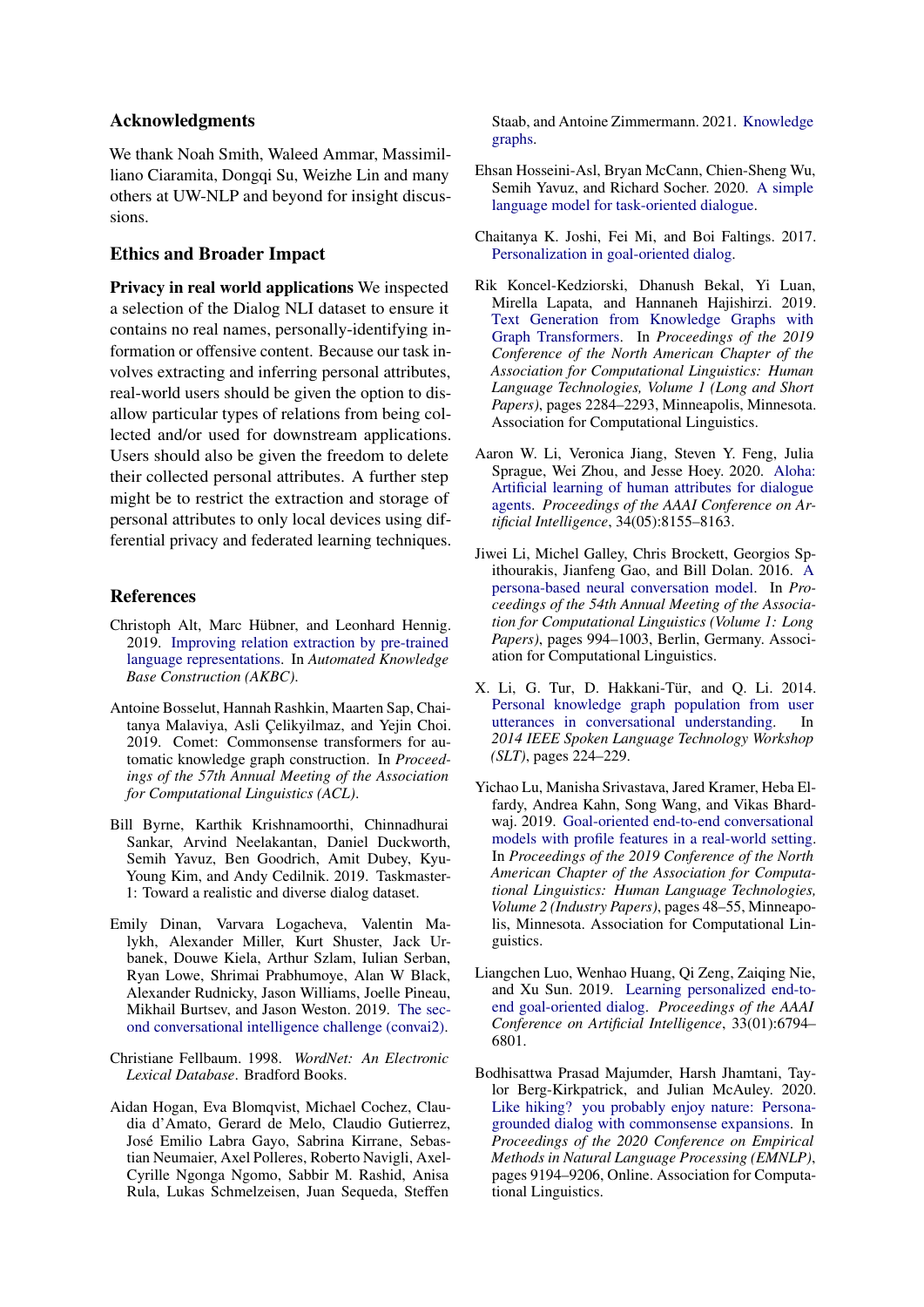## Acknowledgments

We thank Noah Smith, Waleed Ammar, Massimilliano Ciaramita, Dongqi Su, Weizhe Lin and many others at UW-NLP and beyond for insight discussions.

## Ethics and Broader Impact

**Privacy in real world applications** We inspected a selection of the Dialog NLI dataset to ensure it contains no real names, personally-identifying information or offensive content. Because our task involves extracting and inferring personal attributes, real-world users should be given the option to disallow particular types of relations from being collected and/or used for downstream applications. Users should also be given the freedom to delete their collected personal attributes. A further step might be to restrict the extraction and storage of personal attributes to only local devices using differential privacy and federated learning techniques.

## References

Christoph Alt, Marc Hübner, and Leonhard Hennig. 2019. Improving relation extraction by pre-trained language representations. In *Automated Knowledge Base Construction (AKBC)*.

Antoine Bosselut, Hannah Rashkin, Maarten Sap, Chaitanya Malaviya, Asli Çelikyilmaz, and Yejin Choi. 2019. Comet: Commonsense transformers for automatic knowledge graph construction. In *Proceedings of the 57th Annual Meeting of the Association for Computational Linguistics (ACL)*.

Bill Byrne, Karthik Krishnamoorthi, Chinnadhurai Sankar, Arvind Neelakantan, Daniel Duckworth, Semih Yavuz, Ben Goodrich, Amit Dubey, Kyu-Young Kim, and Andy Cedilnik. 2019. Taskmaster-1: Toward a realistic and diverse dialog dataset.

Emily Dinan, Varvara Logacheva, Valentin Malykh, Alexander Miller, Kurt Shuster, Jack Urbanek, Douwe Kiela, Arthur Szlam, Iulian Serban, Ryan Lowe, Shrimai Prabhumoye, Alan W Black, Alexander Rudnicky, Jason Williams, Joelle Pineau, Mikhail Burtsev, and Jason Weston. 2019. The second conversational intelligence challenge (convai2).

Christiane Fellbaum. 1998. *WordNet: An Electronic Lexical Database*. Bradford Books.

Aidan Hogan, Eva Blomqvist, Michael Cochez, Claudia d'Amato, Gerard de Melo, Claudio Gutierrez, José Emilio Labra Gayo, Sabrina Kirrane, Sebastian Neumaier, Axel Polleres, Roberto Navigli, Axel-Cyrille Ngonga Ngomo, Sabbir M. Rashid, Anisa Rula, Lukas Schmelzeisen, Juan Sequeda, Steffen Staab, and Antoine Zimmermann. 2021. Knowledge graphs.

Ehsan Hosseini-Asl, Bryan McCann, Chien-Sheng Wu, Semih Yavuz, and Richard Socher. 2020. A simple language model for task-oriented dialogue.

Chaitanya K. Joshi, Fei Mi, and Boi Faltings. 2017. Personalization in goal-oriented dialog.

Rik Koncel-Kedziorski, Dhanush Bekal, Yi Luan, Mirella Lapata, and Hannaneh Hajishirzi. 2019. Text Generation from Knowledge Graphs with Graph Transformers. In *Proceedings of the 2019 Conference of the North American Chapter of the Association for Computational Linguistics: Human Language Technologies, Volume 1 (Long and Short Papers)*, pages 2284–2293, Minneapolis, Minnesota. Association for Computational Linguistics.

Aaron W. Li, Veronica Jiang, Steven Y. Feng, Julia Sprague, Wei Zhou, and Jesse Hoey. 2020. Aloha: Artificial learning of human attributes for dialogue agents. *Proceedings of the AAAI Conference on Artificial Intelligence*, 34(05):8155–8163.

Jiwei Li, Michel Galley, Chris Brockett, Georgios Spithourakis, Jianfeng Gao, and Bill Dolan. 2016. A persona-based neural conversation model. In *Proceedings of the 54th Annual Meeting of the Association for Computational Linguistics (Volume 1: Long Papers)*, pages 994–1003, Berlin, Germany. Association for Computational Linguistics.

X. Li, G. Tur, D. Hakkani-Tür, and Q. Li. 2014. Personal knowledge graph population from user utterances in conversational understanding. In *2014 IEEE Spoken Language Technology Workshop (SLT)*, pages 224–229.

Yichao Lu, Manisha Srivastava, Jared Kramer, Heba Elfardy, Andrea Kahn, Song Wang, and Vikas Bhardwaj. 2019. Goal-oriented end-to-end conversational models with profile features in a real-world setting. In *Proceedings of the 2019 Conference of the North American Chapter of the Association for Computational Linguistics: Human Language Technologies, Volume 2 (Industry Papers)*, pages 48–55, Minneapolis, Minnesota. Association for Computational Linguistics.

Liangchen Luo, Wenhao Huang, Qi Zeng, Zaiqing Nie, and Xu Sun. 2019. Learning personalized end-to-end goal-oriented dialog. *Proceedings of the AAAI Conference on Artificial Intelligence*, 33(01):6794–6801.

Bodhisattwa Prasad Majumder, Harsh Jhamtani, Taylor Berg-Kirkpatrick, and Julian McAuley. 2020. Like hiking? you probably enjoy nature: Persona-grounded dialog with commonsense expansions. In *Proceedings of the 2020 Conference on Empirical Methods in Natural Language Processing (EMNLP)*, pages 9194–9206, Online. Association for Computational Linguistics.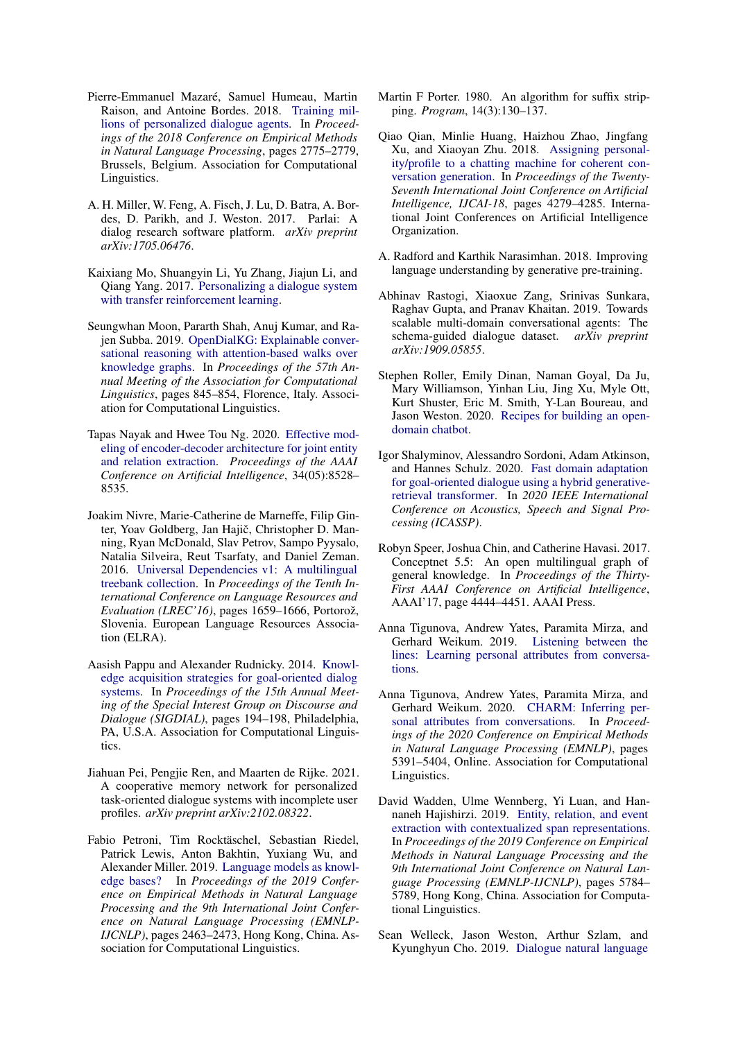Pierre-Emmanuel Mazaré, Samuel Humeau, Martin Raison, and Antoine Bordes. 2018. Training millions of personalized dialogue agents. In *Proceedings of the 2018 Conference on Empirical Methods in Natural Language Processing*, pages 2775–2779, Brussels, Belgium. Association for Computational Linguistics.

A. H. Miller, W. Feng, A. Fisch, J. Lu, D. Batra, A. Bordes, D. Parikh, and J. Weston. 2017. Parlai: A dialog research software platform. *arXiv preprint arXiv:1705.06476*.

Kaixiang Mo, Shuangyin Li, Yu Zhang, Jiajun Li, and Qiang Yang. 2017. Personalizing a dialogue system with transfer reinforcement learning.

Seungwhan Moon, Pararth Shah, Anuj Kumar, and Rajen Subba. 2019. OpenDialKG: Explainable conversational reasoning with attention-based walks over knowledge graphs. In *Proceedings of the 57th Annual Meeting of the Association for Computational Linguistics*, pages 845–854, Florence, Italy. Association for Computational Linguistics.

Tapas Nayak and Hwee Tou Ng. 2020. Effective modeling of encoder-decoder architecture for joint entity and relation extraction. *Proceedings of the AAAI Conference on Artificial Intelligence*, 34(05):8528–8535.

Joakim Nivre, Marie-Catherine de Marneffe, Filip Ginter, Yoav Goldberg, Jan Hajič, Christopher D. Manning, Ryan McDonald, Slav Petrov, Sampo Pyysalo, Natalia Silveira, Reut Tsarfaty, and Daniel Zeman. 2016. Universal Dependencies v1: A multilingual treebank collection. In *Proceedings of the Tenth International Conference on Language Resources and Evaluation (LREC'16)*, pages 1659–1666, Portorož, Slovenia. European Language Resources Association (ELRA).

Aasish Pappu and Alexander Rudnicky. 2014. Knowledge acquisition strategies for goal-oriented dialog systems. In *Proceedings of the 15th Annual Meeting of the Special Interest Group on Discourse and Dialogue (SIGDIAL)*, pages 194–198, Philadelphia, PA, U.S.A. Association for Computational Linguistics.

Jiahuan Pei, Pengjie Ren, and Maarten de Rijke. 2021. A cooperative memory network for personalized task-oriented dialogue systems with incomplete user profiles. *arXiv preprint arXiv:2102.08322*.

Fabio Petroni, Tim Rocktäschel, Sebastian Riedel, Patrick Lewis, Anton Bakhtin, Yuxiang Wu, and Alexander Miller. 2019. Language models as knowledge bases? In *Proceedings of the 2019 Conference on Empirical Methods in Natural Language Processing and the 9th International Joint Conference on Natural Language Processing (EMNLP-IJCNLP)*, pages 2463–2473, Hong Kong, China. Association for Computational Linguistics.

Martin F Porter. 1980. An algorithm for suffix stripping. *Program*, 14(3):130–137.

Qiao Qian, Minlie Huang, Haizhou Zhao, Jingfang Xu, and Xiaoyan Zhu. 2018. Assigning personality/profile to a chatting machine for coherent conversation generation. In *Proceedings of the Twenty-Seventh International Joint Conference on Artificial Intelligence, IJCAI-18*, pages 4279–4285. International Joint Conferences on Artificial Intelligence Organization.

A. Radford and Karthik Narasimhan. 2018. Improving language understanding by generative pre-training.

Abhinav Rastogi, Xiaoxue Zang, Srinivas Sunkara, Raghav Gupta, and Pranav Khaitan. 2019. Towards scalable multi-domain conversational agents: The schema-guided dialogue dataset. *arXiv preprint arXiv:1909.05855*.

Stephen Roller, Emily Dinan, Naman Goyal, Da Ju, Mary Williamson, Yinhan Liu, Jing Xu, Myle Ott, Kurt Shuster, Eric M. Smith, Y-Lan Boureau, and Jason Weston. 2020. Recipes for building an open-domain chatbot.

Igor Shalyminov, Alessandro Sordoni, Adam Atkinson, and Hannes Schulz. 2020. Fast domain adaptation for goal-oriented dialogue using a hybrid generative-retrieval transformer. In *2020 IEEE International Conference on Acoustics, Speech and Signal Processing (ICASSP)*.

Robyn Speer, Joshua Chin, and Catherine Havasi. 2017. Conceptnet 5.5: An open multilingual graph of general knowledge. In *Proceedings of the Thirty-First AAAI Conference on Artificial Intelligence*, AAAI'17, page 4444–4451. AAAI Press.

Anna Tigunova, Andrew Yates, Paramita Mirza, and Gerhard Weikum. 2019. Listening between the lines: Learning personal attributes from conversations.

Anna Tigunova, Andrew Yates, Paramita Mirza, and Gerhard Weikum. 2020. CHARM: Inferring personal attributes from conversations. In *Proceedings of the 2020 Conference on Empirical Methods in Natural Language Processing (EMNLP)*, pages 5391–5404, Online. Association for Computational Linguistics.

David Wadden, Ulme Wennberg, Yi Luan, and Hannaneh Hajishirzi. 2019. Entity, relation, and event extraction with contextualized span representations. In *Proceedings of the 2019 Conference on Empirical Methods in Natural Language Processing and the 9th International Joint Conference on Natural Language Processing (EMNLP-IJCNLP)*, pages 5784–5789, Hong Kong, China. Association for Computational Linguistics.

Sean Welleck, Jason Weston, Arthur Szlam, and Kyunghyun Cho. 2019. Dialogue natural language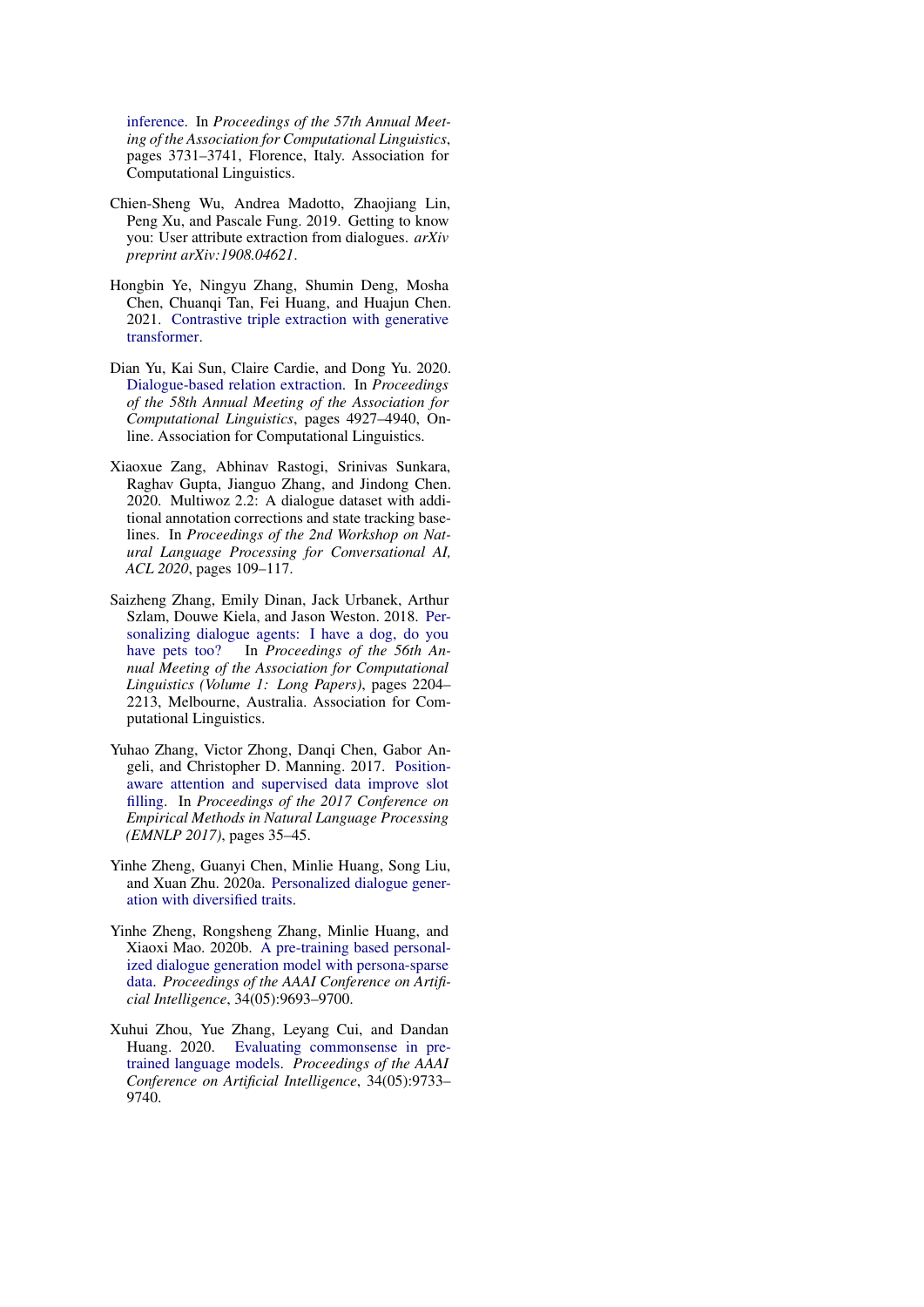inference. In *Proceedings of the 57th Annual Meeting of the Association for Computational Linguistics*, pages 3731–3741, Florence, Italy. Association for Computational Linguistics.

Chien-Sheng Wu, Andrea Madotto, Zhaojiang Lin, Peng Xu, and Pascale Fung. 2019. Getting to know you: User attribute extraction from dialogues. *arXiv preprint arXiv:1908.04621*.

Hongbin Ye, Ningyu Zhang, Shumin Deng, Mosha Chen, Chuanqi Tan, Fei Huang, and Huajun Chen. 2021. Contrastive triple extraction with generative transformer.

Dian Yu, Kai Sun, Claire Cardie, and Dong Yu. 2020. Dialogue-based relation extraction. In *Proceedings of the 58th Annual Meeting of the Association for Computational Linguistics*, pages 4927–4940, Online. Association for Computational Linguistics.

Xiaoxue Zang, Abhinav Rastogi, Srinivas Sunkara, Raghav Gupta, Jianguo Zhang, and Jindong Chen. 2020. Multiwoz 2.2: A dialogue dataset with additional annotation corrections and state tracking baselines. In *Proceedings of the 2nd Workshop on Natural Language Processing for Conversational AI, ACL 2020*, pages 109–117.

Saizheng Zhang, Emily Dinan, Jack Urbanek, Arthur Szlam, Douwe Kiela, and Jason Weston. 2018. Personalizing dialogue agents: I have a dog, do you have pets too? In *Proceedings of the 56th Annual Meeting of the Association for Computational Linguistics (Volume 1: Long Papers)*, pages 2204–2213, Melbourne, Australia. Association for Computational Linguistics.

Yuhao Zhang, Victor Zhong, Danqi Chen, Gabor Angeli, and Christopher D. Manning. 2017. Position-aware attention and supervised data improve slot filling. In *Proceedings of the 2017 Conference on Empirical Methods in Natural Language Processing (EMNLP 2017)*, pages 35–45.

Yinhe Zheng, Guanyi Chen, Minlie Huang, Song Liu, and Xuan Zhu. 2020a. Personalized dialogue generation with diversified traits.

Yinhe Zheng, Rongsheng Zhang, Minlie Huang, and Xiaoxi Mao. 2020b. A pre-training based personalized dialogue generation model with persona-sparse data. *Proceedings of the AAAI Conference on Artificial Intelligence*, 34(05):9693–9700.

Xuhui Zhou, Yue Zhang, Leyang Cui, and Dandan Huang. 2020. Evaluating commonsense in pre-trained language models. *Proceedings of the AAAI Conference on Artificial Intelligence*, 34(05):9733–9740.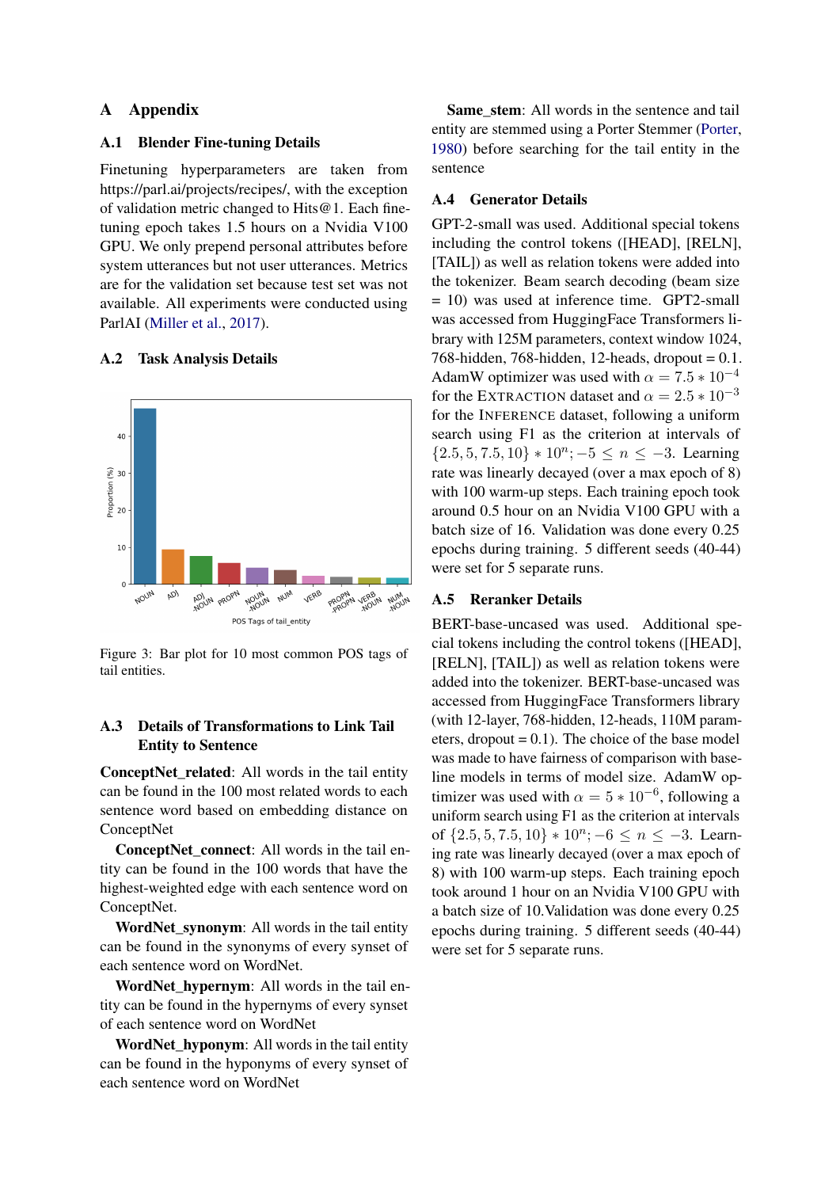# A Appendix

## A.1 Blender Fine-tuning Details

Finetuning hyperparameters are taken from https://parl.ai/projects/recipes/, with the exception of validation metric changed to Hits@1. Each fine-tuning epoch takes 1.5 hours on a Nvidia V100 GPU. We only prepend personal attributes before system utterances but not user utterances. Metrics are for the validation set because test set was not available. All experiments were conducted using ParlAI (Miller et al., 2017).

## A.2 Task Analysis Details

Proportion (%)
40
30
20
10
0
NOUN
ADJ
ADJ -NOUN
PROPN
NOUN -NOUN
NUM
VERB
PROPN -PROPN
VERB -NOUN
NUM -NOUN
POS Tags of tail_entity

Figure 3: Bar plot for 10 most common POS tags of tail entities.

## A.3 Details of Transformations to Link Tail Entity to Sentence

**ConceptNet_related**: All words in the tail entity can be found in the 100 most related words to each sentence word based on embedding distance on ConceptNet

**ConceptNet_connect**: All words in the tail entity can be found in the 100 words that have the highest-weighted edge with each sentence word on ConceptNet.

**WordNet_synonym**: All words in the tail entity can be found in the synonyms of every synset of each sentence word on WordNet.

**WordNet_hypernym**: All words in the tail entity can be found in the hypernyms of every synset of each sentence word on WordNet

**WordNet_hyponym**: All words in the tail entity can be found in the hyponyms of every synset of each sentence word on WordNet

**Same_stem**: All words in the sentence and tail entity are stemmed using a Porter Stemmer (Porter, 1980) before searching for the tail entity in the sentence

## A.4 Generator Details

GPT-2-small was used. Additional special tokens including the control tokens ([HEAD], [RELN], [TAIL]) as well as relation tokens were added into the tokenizer. Beam search decoding (beam size = 10) was used at inference time. GPT2-small was accessed from HuggingFace Transformers library with 125M parameters, context window 1024, 768-hidden, 768-hidden, 12-heads, dropout = 0.1. AdamW optimizer was used with $\alpha = 7.5 * 10^{-4}$ for the EXTRACTION dataset and $\alpha = 2.5 * 10^{-3}$ for the INFERENCE dataset, following a uniform search using F1 as the criterion at intervals of $\{2.5, 5, 7.5, 10\} * 10^{n}; -5 \leq n \leq -3$. Learning rate was linearly decayed (over a max epoch of 8) with 100 warm-up steps. Each training epoch took around 0.5 hour on an Nvidia V100 GPU with a batch size of 16. Validation was done every 0.25 epochs during training. 5 different seeds (40-44) were set for 5 separate runs.

## A.5 Reranker Details

BERT-base-uncased was used. Additional special tokens including the control tokens ([HEAD], [RELN], [TAIL]) as well as relation tokens were added into the tokenizer. BERT-base-uncased was accessed from HuggingFace Transformers library (with 12-layer, 768-hidden, 12-heads, 110M parameters, dropout = 0.1). The choice of the base model was made to have fairness of comparison with baseline models in terms of model size. AdamW optimizer was used with $\alpha = 5 * 10^{-6}$, following a uniform search using F1 as the criterion at intervals of $\{2.5, 5, 7.5, 10\} * 10^{n}; -6 \leq n \leq -3$. Learning rate was linearly decayed (over a max epoch of 8) with 100 warm-up steps. Each training epoch took around 1 hour on an Nvidia V100 GPU with a batch size of 10.Validation was done every 0.25 epochs during training. 5 different seeds (40-44) were set for 5 separate runs.